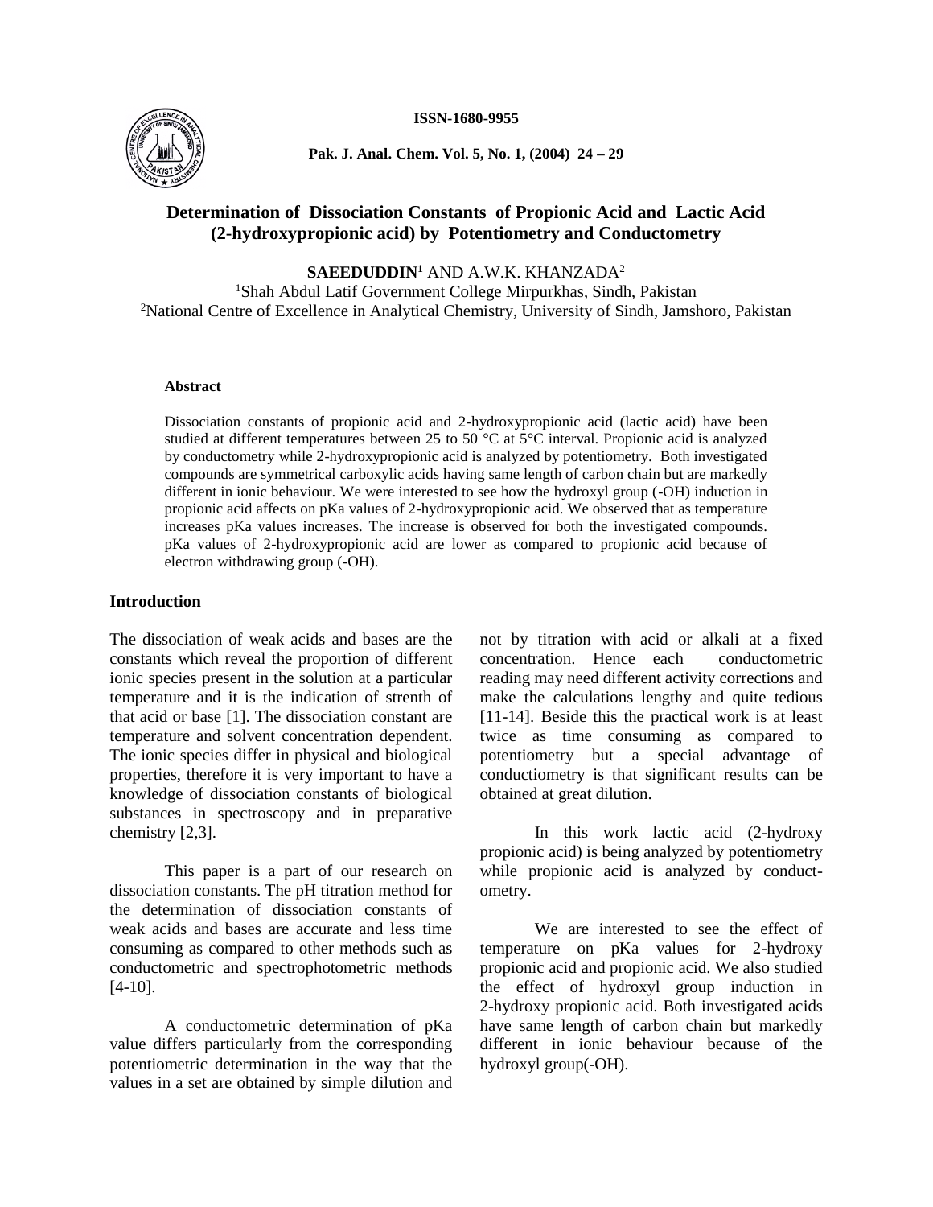ISSN-1680-9955

# Determination of Dissociation Constants of Propionic Acid and Lactic Acid (2-hydroxypropionic acid) by Potentiometry and Conductometry

**SAEEDUDDIN[1]** AND A.W.K. KHANZADA[2]

[1]Shah Abdul Latif Government College Mirpurkhas, Sindh, Pakistan
[2]National Centre of Excellence in Analytical Chemistry, University of Sindh, Jamshoro, Pakistan

**Abstract**

Dissociation constants of propionic acid and 2-hydroxypropionic acid (lactic acid) have been studied at different temperatures between 25 to 50 °C at 5°C interval. Propionic acid is analyzed by conductometry while 2-hydroxypropionic acid is analyzed by potentiometry. Both investigated compounds are symmetrical carboxylic acids having same length of carbon chain but are markedly different in ionic behaviour. We were interested to see how the hydroxyl group (-OH) induction in propionic acid affects on pKa values of 2-hydroxypropionic acid. We observed that as temperature increases pKa values increases. The increase is observed for both the investigated compounds. pKa values of 2-hydroxypropionic acid are lower as compared to propionic acid because of electron withdrawing group (-OH).

## Introduction

The dissociation of weak acids and bases are the constants which reveal the proportion of different ionic species present in the solution at a particular temperature and it is the indication of strenth of that acid or base [1]. The dissociation constant are temperature and solvent concentration dependent. The ionic species differ in physical and biological properties, therefore it is very important to have a knowledge of dissociation constants of biological substances in spectroscopy and in preparative chemistry [2,3].

This paper is a part of our research on dissociation constants. The pH titration method for the determination of dissociation constants of weak acids and bases are accurate and less time consuming as compared to other methods such as conductometric and spectrophotometric methods [4-10].

A conductometric determination of pKa value differs particularly from the corresponding potentiometric determination in the way that the values in a set are obtained by simple dilution and not by titration with acid or alkali at a fixed concentration. Hence each conductometric reading may need different activity corrections and make the calculations lengthy and quite tedious [11-14]. Beside this the practical work is at least twice as time consuming as compared to potentiometry but a special advantage of conductiometry is that significant results can be obtained at great dilution.

In this work lactic acid (2-hydroxy propionic acid) is being analyzed by potentiometry while propionic acid is analyzed by conductometry.

We are interested to see the effect of temperature on pKa values for 2-hydroxy propionic acid and propionic acid. We also studied the effect of hydroxyl group induction in 2-hydroxy propionic acid. Both investigated acids have same length of carbon chain but markedly different in ionic behaviour because of the hydroxyl group(-OH).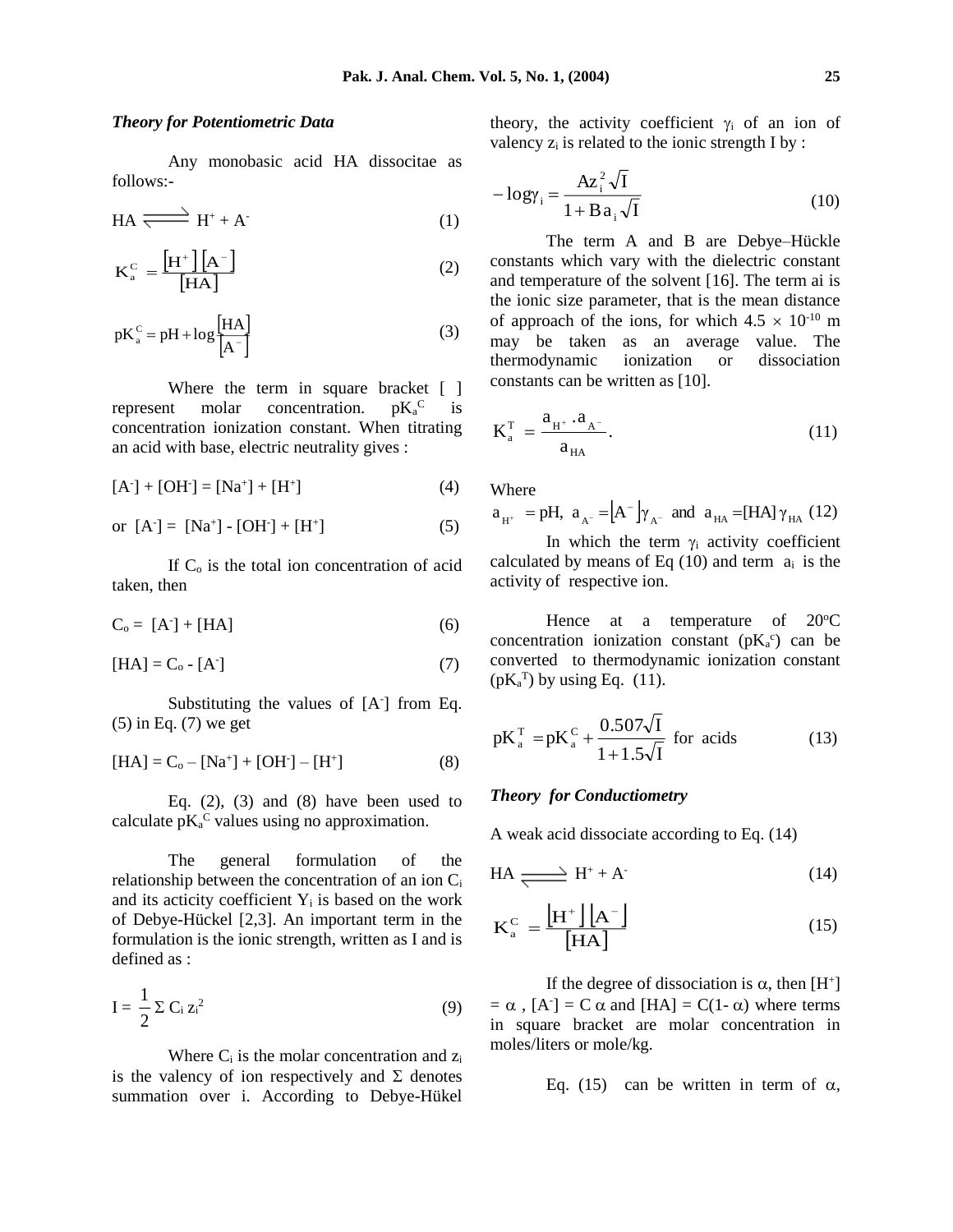### *Theory for Potentiometric Data*

Any monobasic acid HA dissocitae as follows:-

$$HA \rightleftharpoons H^+ + A^- \qquad (1)$$

$$K_a^C = \frac{[H^+][A^-]}{[HA]} \qquad (2)$$

$$pK_a^C = pH + \log\frac{[HA]}{[A^-]} \qquad (3)$$

Where the term in square bracket [ ] represent molar concentration. $pK_a^C$ is concentration ionization constant. When titrating an acid with base, electric neutrality gives :

$$[A^-] + [OH^-] = [Na^+] + [H^+] \qquad (4)$$

$$\text{or } [A^-] = [Na^+] - [OH^-] + [H^+] \qquad (5)$$

If $C_o$ is the total ion concentration of acid taken, then

$$C_o = [A^-] + [HA] \qquad (6)$$

$$[HA] = C_o - [A^-] \qquad (7)$$

Substituting the values of $[A^-]$ from Eq. (5) in Eq. (7) we get

$$[HA] = C_o - [Na^+] + [OH^-] - [H^+] \qquad (8)$$

Eq. (2), (3) and (8) have been used to calculate $pK_a^C$ values using no approximation.

The general formulation of the relationship between the concentration of an ion $C_i$ and its acticity coefficient $Y_i$ is based on the work of Debye-Hückel [2,3]. An important term in the formulation is the ionic strength, written as I and is defined as :

$$I = \frac{1}{2}\Sigma C_i z_i^2 \qquad (9)$$

Where $C_i$ is the molar concentration and $z_i$ is the valency of ion respectively and $\Sigma$ denotes summation over i. According to Debye-Hükel theory, the activity coefficient $\gamma_i$ of an ion of valency $z_i$ is related to the ionic strength I by :

$$-\log\gamma_i = \frac{Az_i^2\sqrt{I}}{1 + Ba_i\sqrt{I}} \qquad (10)$$

The term A and B are Debye–Hückle constants which vary with the dielectric constant and temperature of the solvent [16]. The term ai is the ionic size parameter, that is the mean distance of approach of the ions, for which $4.5 \times 10^{-10}$ m may be taken as an average value. The thermodynamic ionization or dissociation constants can be written as [10].

$$K_a^T = \frac{a_{H^+} . a_{A^-}}{a_{HA}}. \qquad (11)$$

Where

$$a_{H^+} = pH, \ a_{A^-} = [A^-]\gamma_{A^-} \text{ and } a_{HA} = [HA]\gamma_{HA} \qquad (12)$$

In which the term $\gamma_i$ activity coefficient calculated by means of Eq (10) and term $a_i$ is the activity of respective ion.

Hence at a temperature of 20°C concentration ionization constant ($pK_a^c$) can be converted to thermodynamic ionization constant ($pK_a^T$) by using Eq. (11).

$$pK_a^T = pK_a^C + \frac{0.507\sqrt{I}}{1 + 1.5\sqrt{I}} \text{ for acids} \qquad (13)$$

### *Theory for Conductiometry*

A weak acid dissociate according to Eq. (14)

$$HA \rightleftharpoons H^+ + A^- \qquad (14)$$

$$K_a^C = \frac{[H^+][A^-]}{[HA]} \qquad (15)$$

If the degree of dissociation is $\alpha$, then $[H^+] = \alpha$ , $[A^-] = C\,\alpha$ and $[HA] = C(1-\alpha)$ where terms in square bracket are molar concentration in moles/liters or mole/kg.

Eq. (15) can be written in term of $\alpha$,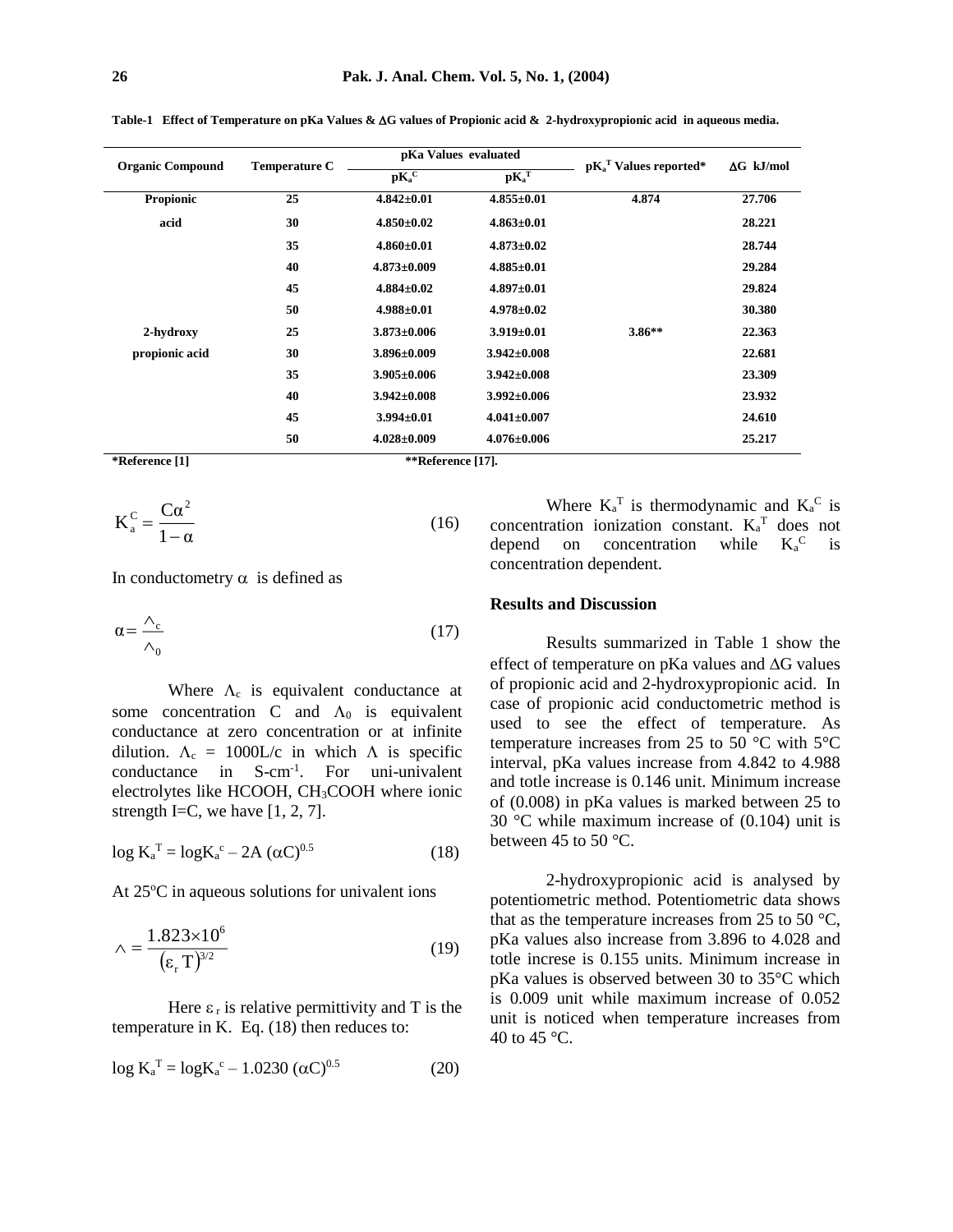**Table-1 Effect of Temperature on pKa Values & ΔG values of Propionic acid & 2-hydroxypropionic acid in aqueous media.**

| Organic Compound | Temperature C | pKa Values evaluated | | $pK_a^T$ Values reported* | ΔG kJ/mol |
|---|---|---|---|---|---|
| | | $pK_a^C$ | $pK_a^T$ | | |
| Propionic acid | 25 | 4.842±0.01 | 4.855±0.01 | 4.874 | 27.706 |
| | 30 | 4.850±0.02 | 4.863±0.01 | | 28.221 |
| | 35 | 4.860±0.01 | 4.873±0.02 | | 28.744 |
| | 40 | 4.873±0.009 | 4.885±0.01 | | 29.284 |
| | 45 | 4.884±0.02 | 4.897±0.01 | | 29.824 |
| | 50 | 4.988±0.01 | 4.978±0.02 | | 30.380 |
| 2-hydroxy propionic acid | 25 | 3.873±0.006 | 3.919±0.01 | 3.86** | 22.363 |
| | 30 | 3.896±0.009 | 3.942±0.008 | | 22.681 |
| | 35 | 3.905±0.006 | 3.942±0.008 | | 23.309 |
| | 40 | 3.942±0.008 | 3.992±0.006 | | 23.932 |
| | 45 | 3.994±0.01 | 4.041±0.007 | | 24.610 |
| | 50 | 4.028±0.009 | 4.076±0.006 | | 25.217 |

*Reference [1] **Reference [17].

$$K_a^C = \frac{C\alpha^2}{1-\alpha} \tag{16}$$

In conductometry $\alpha$ is defined as

$$\alpha = \frac{\wedge_c}{\wedge_0} \tag{17}$$

Where $\Lambda_c$ is equivalent conductance at some concentration C and $\Lambda_0$ is equivalent conductance at zero concentration or at infinite dilution. $\Lambda_c$ = 1000L/c in which $\Lambda$ is specific conductance in S-cm$^{-1}$. For uni-univalent electrolytes like HCOOH, $CH_3COOH$ where ionic strength I=C, we have [1, 2, 7].

$$\log K_a^T = \log K_a^c - 2A\,(\alpha C)^{0.5} \tag{18}$$

At 25°C in aqueous solutions for univalent ions

$$\wedge = \frac{1.823\times10^6}{(\varepsilon_r\,T)^{3/2}} \tag{19}$$

Here $\varepsilon_r$ is relative permittivity and T is the temperature in K. Eq. (18) then reduces to:

$$\log K_a^T = \log K_a^c - 1.0230\,(\alpha C)^{0.5} \tag{20}$$

Where $K_a^T$ is thermodynamic and $K_a^C$ is concentration ionization constant. $K_a^T$ does not depend on concentration while $K_a^C$ is concentration dependent.

## Results and Discussion

Results summarized in Table 1 show the effect of temperature on pKa values and ΔG values of propionic acid and 2-hydroxypropionic acid. In case of propionic acid conductometric method is used to see the effect of temperature. As temperature increases from 25 to 50 °C with 5°C interval, pKa values increase from 4.842 to 4.988 and totle increase is 0.146 unit. Minimum increase of (0.008) in pKa values is marked between 25 to 30 °C while maximum increase of (0.104) unit is between 45 to 50 °C.

2-hydroxypropionic acid is analysed by potentiometric method. Potentiometric data shows that as the temperature increases from 25 to 50 °C, pKa values also increase from 3.896 to 4.028 and totle increse is 0.155 units. Minimum increase in pKa values is observed between 30 to 35°C which is 0.009 unit while maximum increase of 0.052 unit is noticed when temperature increases from 40 to 45 °C.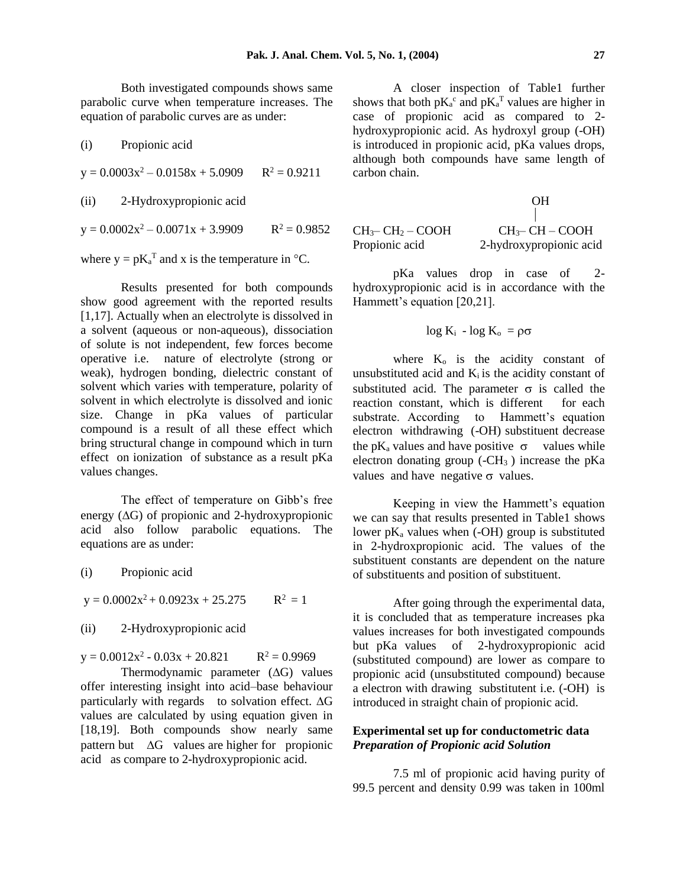Both investigated compounds shows same parabolic curve when temperature increases. The equation of parabolic curves are as under:

(i) Propionic acid

$y = 0.0003x^2 – 0.0158x + 5.0909 \quad R^2 = 0.9211$

(ii) 2-Hydroxypropionic acid

$y = 0.0002x^2 – 0.0071x + 3.9909 \quad R^2 = 0.9852$

where $y = pK_a^T$ and x is the temperature in °C.

Results presented for both compounds show good agreement with the reported results [1,17]. Actually when an electrolyte is dissolved in a solvent (aqueous or non-aqueous), dissociation of solute is not independent, few forces become operative i.e. nature of electrolyte (strong or weak), hydrogen bonding, dielectric constant of solvent which varies with temperature, polarity of solvent in which electrolyte is dissolved and ionic size. Change in pKa values of particular compound is a result of all these effect which bring structural change in compound which in turn effect on ionization of substance as a result pKa values changes.

The effect of temperature on Gibb's free energy ($\Delta G$) of propionic and 2-hydroxypropionic acid also follow parabolic equations. The equations are as under:

(i) Propionic acid

$y = 0.0002x^2 + 0.0923x + 25.275 \quad R^2 = 1$

(ii) 2-Hydroxypropionic acid

$y = 0.0012x^2 - 0.03x + 20.821 \quad R^2 = 0.9969$

Thermodynamic parameter ($\Delta G$) values offer interesting insight into acid–base behaviour particularly with regards to solvation effect. $\Delta G$ values are calculated by using equation given in [18,19]. Both compounds show nearly same pattern but $\Delta G$ values are higher for propionic acid as compare to 2-hydroxypropionic acid.

A closer inspection of Table1 further shows that both $pK_a^c$ and $pK_a^T$ values are higher in case of propionic acid as compared to 2-hydroxypropionic acid. As hydroxyl group (-OH) is introduced in propionic acid, pKa values drops, although both compounds have same length of carbon chain.

```
                                      OH
                                      |
CH3– CH2 – COOH              CH3– CH – COOH
Propionic acid               2-hydroxypropionic acid
```

pKa values drop in case of 2-hydroxypropionic acid is in accordance with the Hammett's equation [20,21].

$$\log K_i - \log K_o = \rho\sigma$$

where $K_o$ is the acidity constant of unsubstituted acid and $K_i$ is the acidity constant of substituted acid. The parameter $\sigma$ is called the reaction constant, which is different for each substrate. According to Hammett's equation electron withdrawing (-OH) substituent decrease the $pK_a$ values and have positive $\sigma$ values while electron donating group ($-CH_3$) increase the pKa values and have negative $\sigma$ values.

Keeping in view the Hammett's equation we can say that results presented in Table1 shows lower $pK_a$ values when (-OH) group is substituted in 2-hydroxpropionic acid. The values of the substituent constants are dependent on the nature of substituents and position of substituent.

After going through the experimental data, it is concluded that as temperature increases pka values increases for both investigated compounds but pKa values of 2-hydroxypropionic acid (substituted compound) are lower as compare to propionic acid (unsubstituted compound) because a electron with drawing substitutent i.e. (-OH) is introduced in straight chain of propionic acid.

**Experimental set up for conductometric data**

***Preparation of Propionic acid Solution***

7.5 ml of propionic acid having purity of 99.5 percent and density 0.99 was taken in 100ml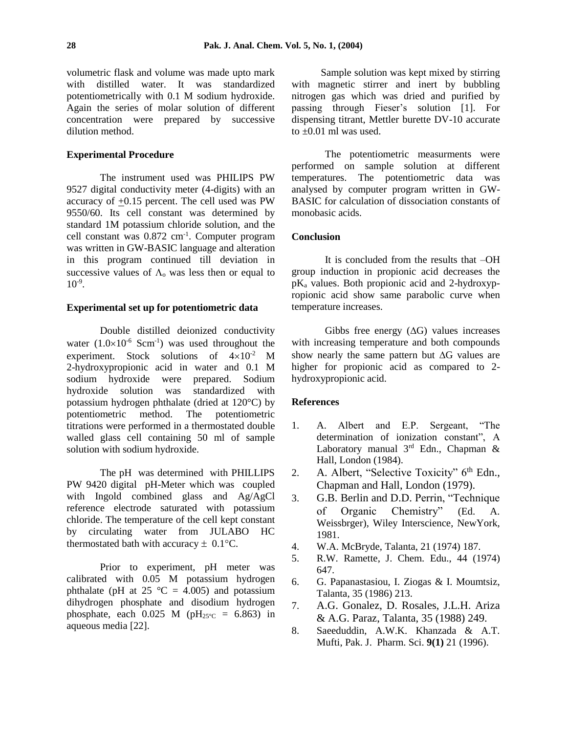volumetric flask and volume was made upto mark with distilled water. It was standardized potentiometrically with 0.1 M sodium hydroxide. Again the series of molar solution of different concentration were prepared by successive dilution method.

### Experimental Procedure

The instrument used was PHILIPS PW 9527 digital conductivity meter (4-digits) with an accuracy of ±0.15 percent. The cell used was PW 9550/60. Its cell constant was determined by standard 1M potassium chloride solution, and the cell constant was 0.872 $cm^{-1}$. Computer program was written in GW-BASIC language and alteration in this program continued till deviation in successive values of $\Lambda_o$ was less then or equal to $10^{-9}$.

### Experimental set up for potentiometric data

Double distilled deionized conductivity water ($1.0\times10^{-6}$ $Scm^{-1}$) was used throughout the experiment. Stock solutions of $4\times10^{-2}$ M 2-hydroxypropionic acid in water and 0.1 M sodium hydroxide were prepared. Sodium hydroxide solution was standardized with potassium hydrogen phthalate (dried at 120°C) by potentiometric method. The potentiometric titrations were performed in a thermostated double walled glass cell containing 50 ml of sample solution with sodium hydroxide.

The pH was determined with PHILLIPS PW 9420 digital pH-Meter which was coupled with Ingold combined glass and Ag/AgCl reference electrode saturated with potassium chloride. The temperature of the cell kept constant by circulating water from JULABO HC thermostated bath with accuracy ± 0.1°C.

Prior to experiment, pH meter was calibrated with 0.05 M potassium hydrogen phthalate (pH at 25 °C = 4.005) and potassium dihydrogen phosphate and disodium hydrogen phosphate, each 0.025 M ($pH_{25°C}$ = 6.863) in aqueous media [22].

Sample solution was kept mixed by stirring with magnetic stirrer and inert by bubbling nitrogen gas which was dried and purified by passing through Fieser's solution [1]. For dispensing titrant, Mettler burette DV-10 accurate to ±0.01 ml was used.

The potentiometric measurments were performed on sample solution at different temperatures. The potentiometric data was analysed by computer program written in GW-BASIC for calculation of dissociation constants of monobasic acids.

### Conclusion

It is concluded from the results that –OH group induction in propionic acid decreases the $pK_a$ values. Both propionic acid and 2-hydroxypropionic acid show same parabolic curve when temperature increases.

Gibbs free energy ($\Delta G$) values increases with increasing temperature and both compounds show nearly the same pattern but $\Delta G$ values are higher for propionic acid as compared to 2-hydroxypropionic acid.

### References

1. A. Albert and E.P. Sergeant, "The determination of ionization constant", A Laboratory manual 3rd Edn., Chapman & Hall, London (1984).
2. A. Albert, "Selective Toxicity" 6th Edn., Chapman and Hall, London (1979).
3. G.B. Berlin and D.D. Perrin, "Technique of Organic Chemistry" (Ed. A. Weissbrger), Wiley Interscience, NewYork, 1981.
4. W.A. McBryde, Talanta, 21 (1974) 187.
5. R.W. Ramette, J. Chem. Edu., 44 (1974) 647.
6. G. Papanastasiou, I. Ziogas & I. Moumtsiz, Talanta, 35 (1986) 213.
7. A.G. Gonalez, D. Rosales, J.L.H. Ariza & A.G. Paraz, Talanta, 35 (1988) 249.
8. Saeeduddin, A.W.K. Khanzada & A.T. Mufti, Pak. J. Pharm. Sci. **9(1)** 21 (1996).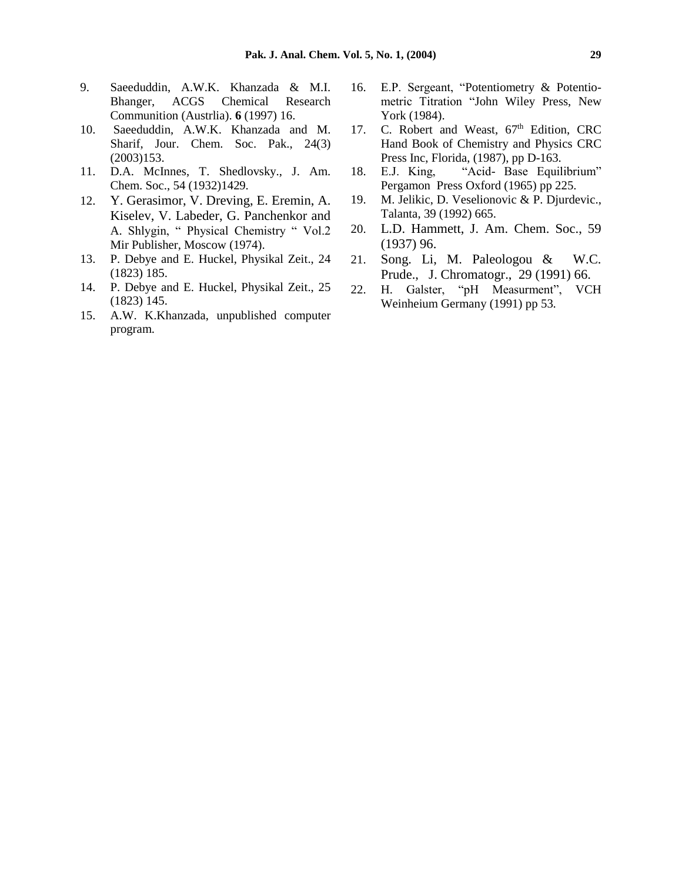9. Saeeduddin, A.W.K. Khanzada & M.I. Bhanger, ACGS Chemical Research Communition (Austrlia). **6** (1997) 16.
10. Saeeduddin, A.W.K. Khanzada and M. Sharif, Jour. Chem. Soc. Pak., 24(3) (2003)153.
11. D.A. McInnes, T. Shedlovsky., J. Am. Chem. Soc., 54 (1932)1429.
12. Y. Gerasimor, V. Dreving, E. Eremin, A. Kiselev, V. Labeder, G. Panchenkor and A. Shlygin, " Physical Chemistry " Vol.2 Mir Publisher, Moscow (1974).
13. P. Debye and E. Huckel, Physikal Zeit., 24 (1823) 185.
14. P. Debye and E. Huckel, Physikal Zeit., 25 (1823) 145.
15. A.W. K.Khanzada, unpublished computer program.
16. E.P. Sergeant, "Potentiometry & Potentiometric Titration "John Wiley Press, New York (1984).
17. C. Robert and Weast, 67th Edition, CRC Hand Book of Chemistry and Physics CRC Press Inc, Florida, (1987), pp D-163.
18. E.J. King, "Acid- Base Equilibrium" Pergamon Press Oxford (1965) pp 225.
19. M. Jelikic, D. Veselionovic & P. Djurdevic., Talanta, 39 (1992) 665.
20. L.D. Hammett, J. Am. Chem. Soc., 59 (1937) 96.
21. Song. Li, M. Paleologou & W.C. Prude., J. Chromatogr., 29 (1991) 66.
22. H. Galster, "pH Measurment", VCH Weinheium Germany (1991) pp 53.